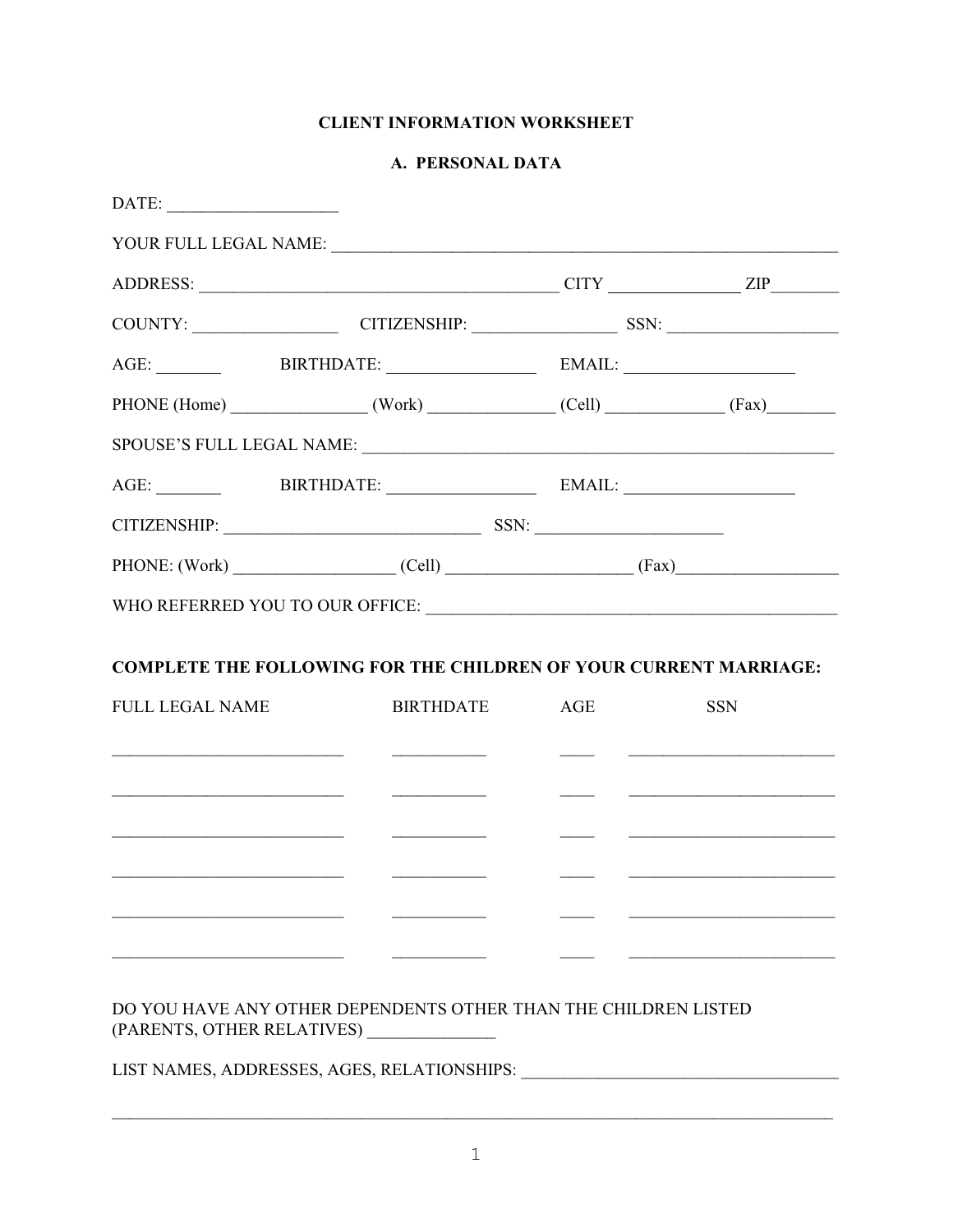# CLIENT INFORMATION WORKSHEET

## A. PERSONAL DATA

DATE: ___________________

YOUR FULL LEGAL NAME: ____________________________________________________________

ADDRESS: __________________________________________ CITY _______________ ZIP________

COUNTY: _________________ CITIZENSHIP: _________________ SSN: ____________________

AGE: ________ BIRTHDATE: __________________ EMAIL: ____________________

PHONE (Home) ________________ (Work) _______________ (Cell) ______________ (Fax)________

SPOUSE'S FULL LEGAL NAME: ________________________________________________________

AGE: ________ BIRTHDATE: __________________ EMAIL: ____________________

CITIZENSHIP: _______________________________ SSN: ______________________

PHONE: (Work) ___________________ (Cell) ______________________ (Fax)___________________

WHO REFERRED YOU TO OUR OFFICE: ________________________________________________

**COMPLETE THE FOLLOWING FOR THE CHILDREN OF YOUR CURRENT MARRIAGE:**

| FULL LEGAL NAME | BIRTHDATE | AGE | SSN |
|---|---|---|---|
| | | | |
| | | | |
| | | | |
| | | | |
| | | | |
| | | | |

DO YOU HAVE ANY OTHER DEPENDENTS OTHER THAN THE CHILDREN LISTED (PARENTS, OTHER RELATIVES) _______________

LIST NAMES, ADDRESSES, AGES, RELATIONSHIPS: _____________________________________

_________________________________________________________________________________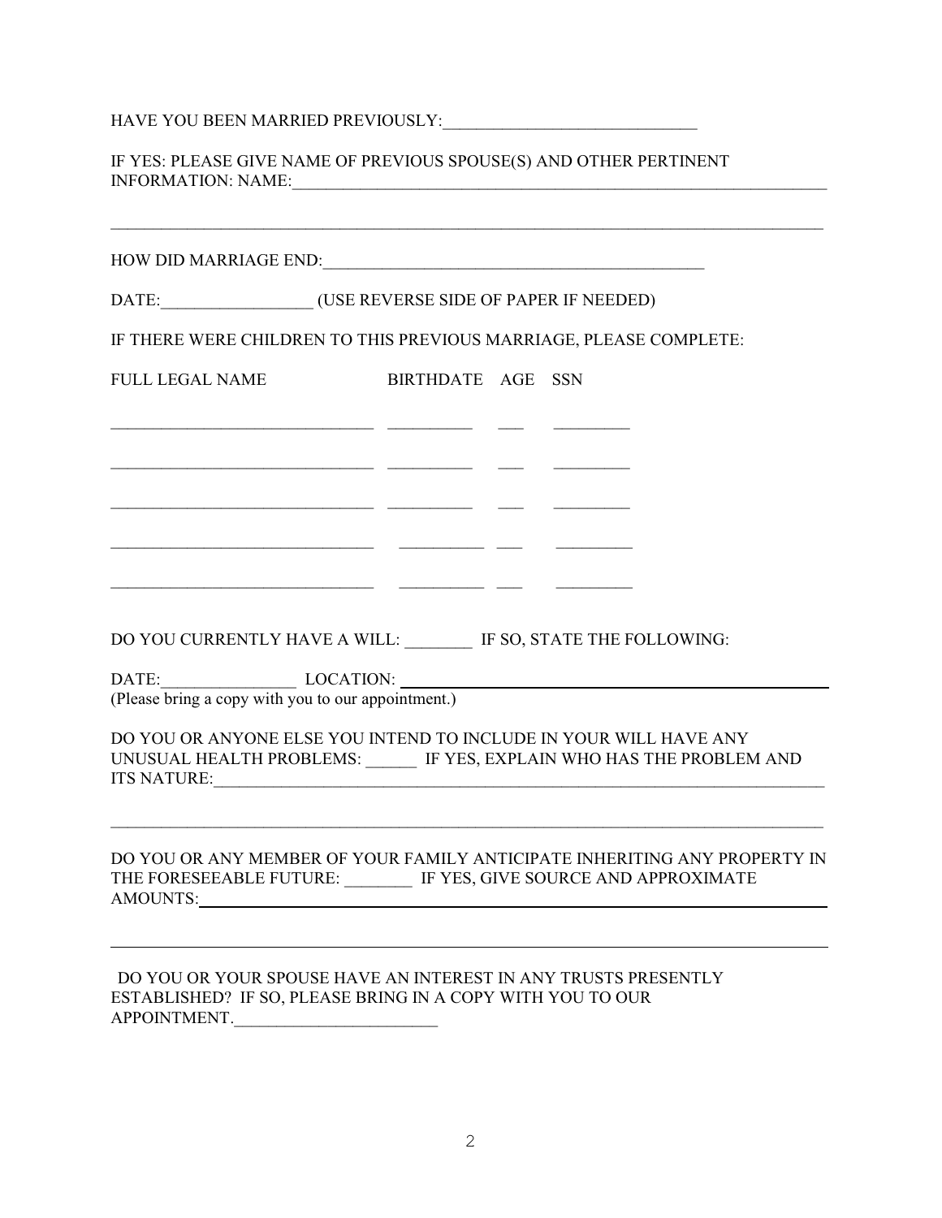HAVE YOU BEEN MARRIED PREVIOUSLY:______________________________

IF YES: PLEASE GIVE NAME OF PREVIOUS SPOUSE(S) AND OTHER PERTINENT INFORMATION: NAME:_________________________________________________________________

_____________________________________________________________________________________

HOW DID MARRIAGE END:_____________________________________________

DATE:__________________ (USE REVERSE SIDE OF PAPER IF NEEDED)

IF THERE WERE CHILDREN TO THIS PREVIOUS MARRIAGE, PLEASE COMPLETE:

| FULL LEGAL NAME | BIRTHDATE | AGE | SSN |
| --- | --- | --- | --- |
| _______________________________ | __________ | ___ | _________ |
| _______________________________ | __________ | ___ | _________ |
| _______________________________ | __________ | ___ | _________ |
| _______________________________ | __________ | ___ | _________ |
| _______________________________ | __________ | ___ | _________ |

DO YOU CURRENTLY HAVE A WILL: ________ IF SO, STATE THE FOLLOWING:

DATE:________________ LOCATION: ______________________________________________
(Please bring a copy with you to our appointment.)

DO YOU OR ANYONE ELSE YOU INTEND TO INCLUDE IN YOUR WILL HAVE ANY UNUSUAL HEALTH PROBLEMS: ______ IF YES, EXPLAIN WHO HAS THE PROBLEM AND ITS NATURE:_____________________________________________________________________

_____________________________________________________________________________________

DO YOU OR ANY MEMBER OF YOUR FAMILY ANTICIPATE INHERITING ANY PROPERTY IN THE FORESEEABLE FUTURE: ________ IF YES, GIVE SOURCE AND APPROXIMATE AMOUNTS:_________________________________________________________________

_____________________________________________________________________________________

DO YOU OR YOUR SPOUSE HAVE AN INTEREST IN ANY TRUSTS PRESENTLY ESTABLISHED? IF SO, PLEASE BRING IN A COPY WITH YOU TO OUR APPOINTMENT.________________________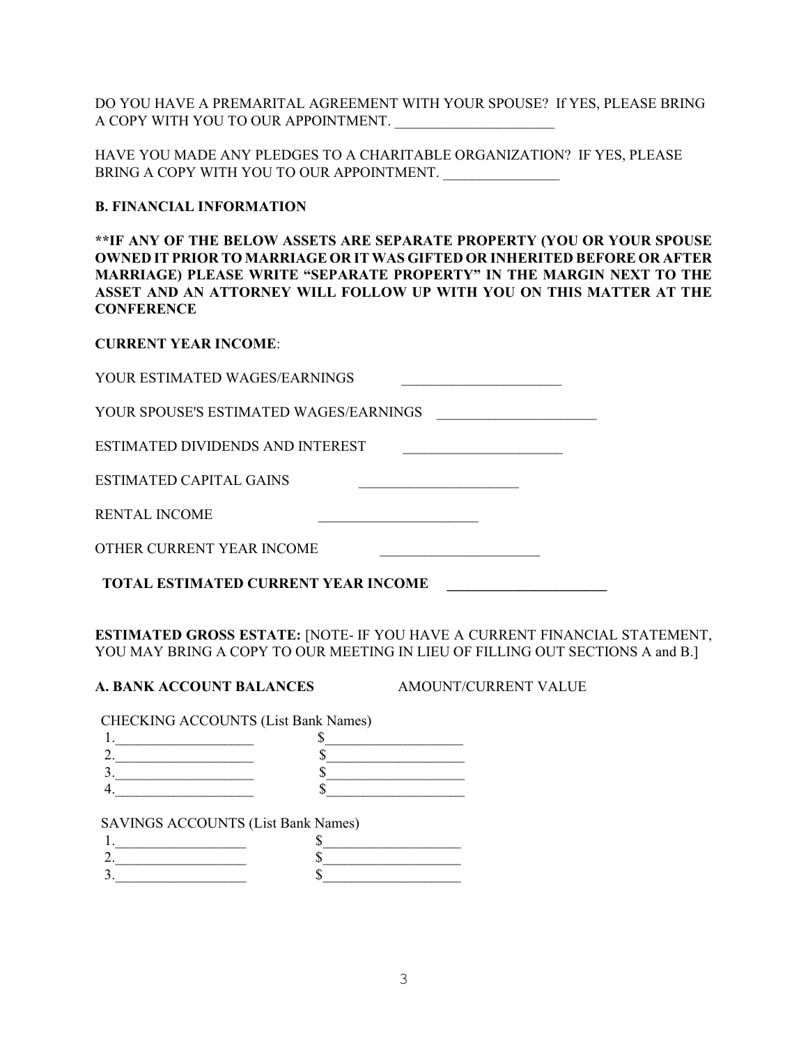DO YOU HAVE A PREMARITAL AGREEMENT WITH YOUR SPOUSE? If YES, PLEASE BRING A COPY WITH YOU TO OUR APPOINTMENT. ______________________

HAVE YOU MADE ANY PLEDGES TO A CHARITABLE ORGANIZATION? IF YES, PLEASE BRING A COPY WITH YOU TO OUR APPOINTMENT. ________________

**B. FINANCIAL INFORMATION**

**\*\*IF ANY OF THE BELOW ASSETS ARE SEPARATE PROPERTY (YOU OR YOUR SPOUSE OWNED IT PRIOR TO MARRIAGE OR IT WAS GIFTED OR INHERITED BEFORE OR AFTER MARRIAGE) PLEASE WRITE "SEPARATE PROPERTY" IN THE MARGIN NEXT TO THE ASSET AND AN ATTORNEY WILL FOLLOW UP WITH YOU ON THIS MATTER AT THE CONFERENCE**

**CURRENT YEAR INCOME**:

YOUR ESTIMATED WAGES/EARNINGS ______________________

YOUR SPOUSE'S ESTIMATED WAGES/EARNINGS ______________________

ESTIMATED DIVIDENDS AND INTEREST ______________________

ESTIMATED CAPITAL GAINS ______________________

RENTAL INCOME ______________________

OTHER CURRENT YEAR INCOME ______________________

**TOTAL ESTIMATED CURRENT YEAR INCOME ______________________**

**ESTIMATED GROSS ESTATE:** [NOTE- IF YOU HAVE A CURRENT FINANCIAL STATEMENT, YOU MAY BRING A COPY TO OUR MEETING IN LIEU OF FILLING OUT SECTIONS A and B.]

**A. BANK ACCOUNT BALANCES** AMOUNT/CURRENT VALUE

CHECKING ACCOUNTS (List Bank Names)

1.___________________ $___________________
2.___________________ $___________________
3.___________________ $___________________
4.___________________ $___________________

SAVINGS ACCOUNTS (List Bank Names)

1.__________________ $___________________
2.__________________ $___________________
3.__________________ $___________________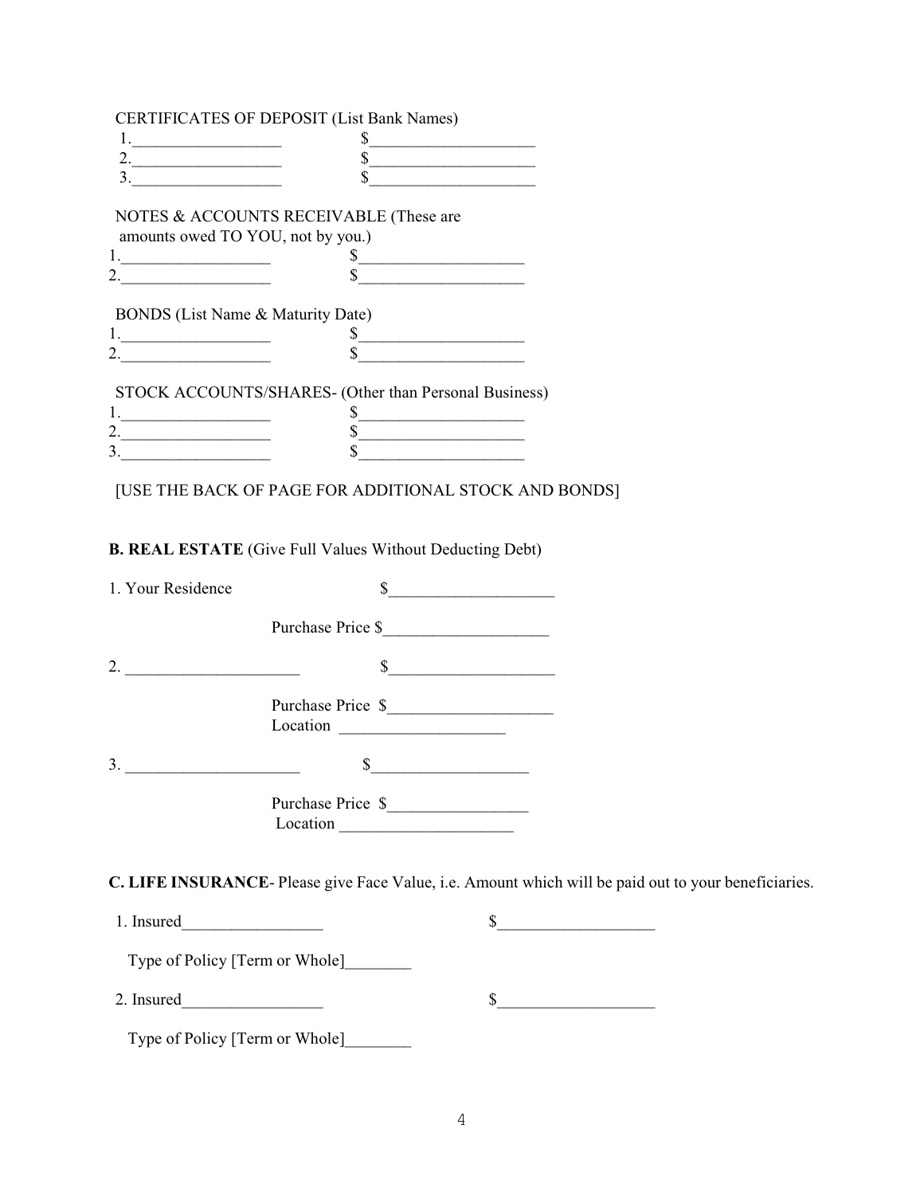CERTIFICATES OF DEPOSIT (List Bank Names)

1.__________________ $____________________

2.__________________ $____________________

3.__________________ $____________________

NOTES & ACCOUNTS RECEIVABLE (These are amounts owed TO YOU, not by you.)

1.__________________ $____________________

2.__________________ $____________________

BONDS (List Name & Maturity Date)

1.__________________ $____________________

2.__________________ $____________________

STOCK ACCOUNTS/SHARES- (Other than Personal Business)

1.__________________ $____________________

2.__________________ $____________________

3.__________________ $____________________

[USE THE BACK OF PAGE FOR ADDITIONAL STOCK AND BONDS]

**B. REAL ESTATE** (Give Full Values Without Deducting Debt)

1. Your Residence $____________________

Purchase Price $____________________

2. _____________________ $____________________

Purchase Price $____________________

Location ____________________

3. _____________________ $___________________

Purchase Price $_________________

Location _____________________

**C. LIFE INSURANCE**- Please give Face Value, i.e. Amount which will be paid out to your beneficiaries.

1. Insured_________________ $___________________

Type of Policy [Term or Whole]________

2. Insured_________________ $___________________

Type of Policy [Term or Whole]________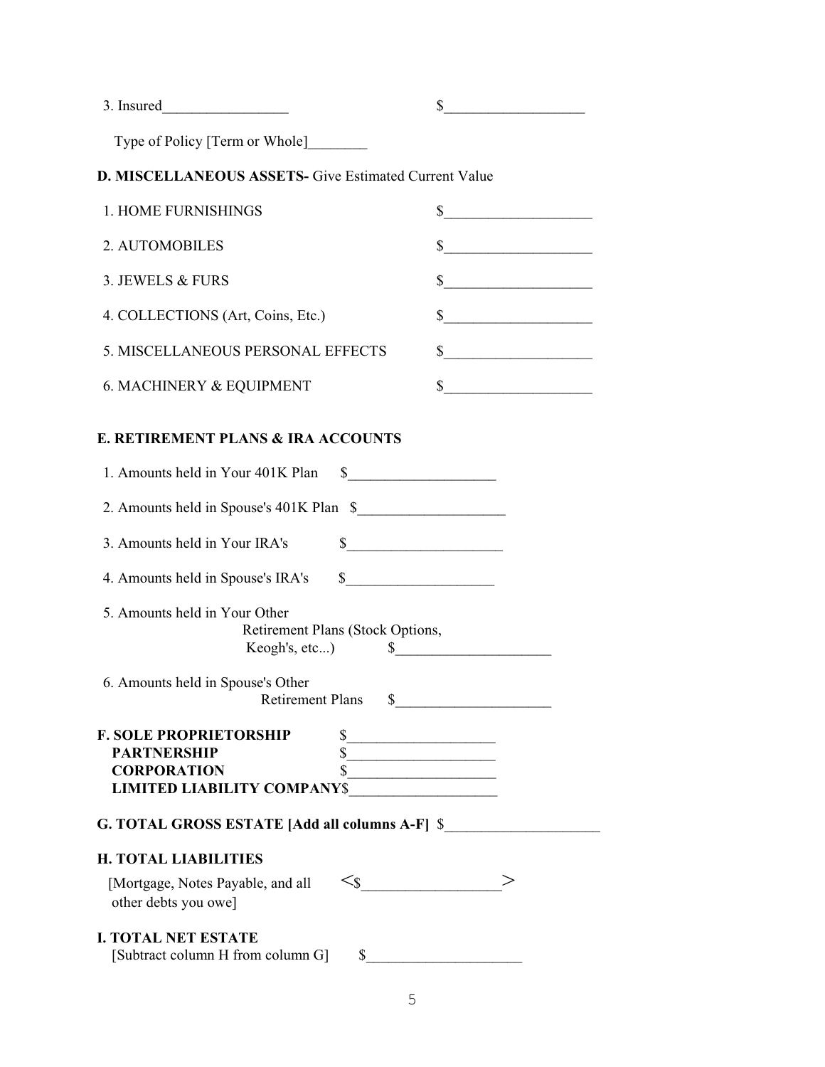3. Insured_________________ $___________________

Type of Policy [Term or Whole]________

**D. MISCELLANEOUS ASSETS-** Give Estimated Current Value

1. HOME FURNISHINGS $____________________
2. AUTOMOBILES $____________________
3. JEWELS & FURS $____________________
4. COLLECTIONS (Art, Coins, Etc.) $____________________
5. MISCELLANEOUS PERSONAL EFFECTS $____________________
6. MACHINERY & EQUIPMENT $____________________

**E. RETIREMENT PLANS & IRA ACCOUNTS**

1. Amounts held in Your 401K Plan $____________________
2. Amounts held in Spouse's 401K Plan $____________________
3. Amounts held in Your IRA's $_____________________
4. Amounts held in Spouse's IRA's $____________________
5. Amounts held in Your Other Retirement Plans (Stock Options, Keogh's, etc...) $_____________________
6. Amounts held in Spouse's Other Retirement Plans $_____________________

**F. SOLE PROPRIETORSHIP** $____________________
**PARTNERSHIP** $____________________
**CORPORATION** $____________________
**LIMITED LIABILITY COMPANY**$____________________

**G. TOTAL GROSS ESTATE [Add all columns A-F]** $_____________________

**H. TOTAL LIABILITIES**

[Mortgage, Notes Payable, and all other debts you owe] <$__________________>

**I. TOTAL NET ESTATE**

[Subtract column H from column G] $____________________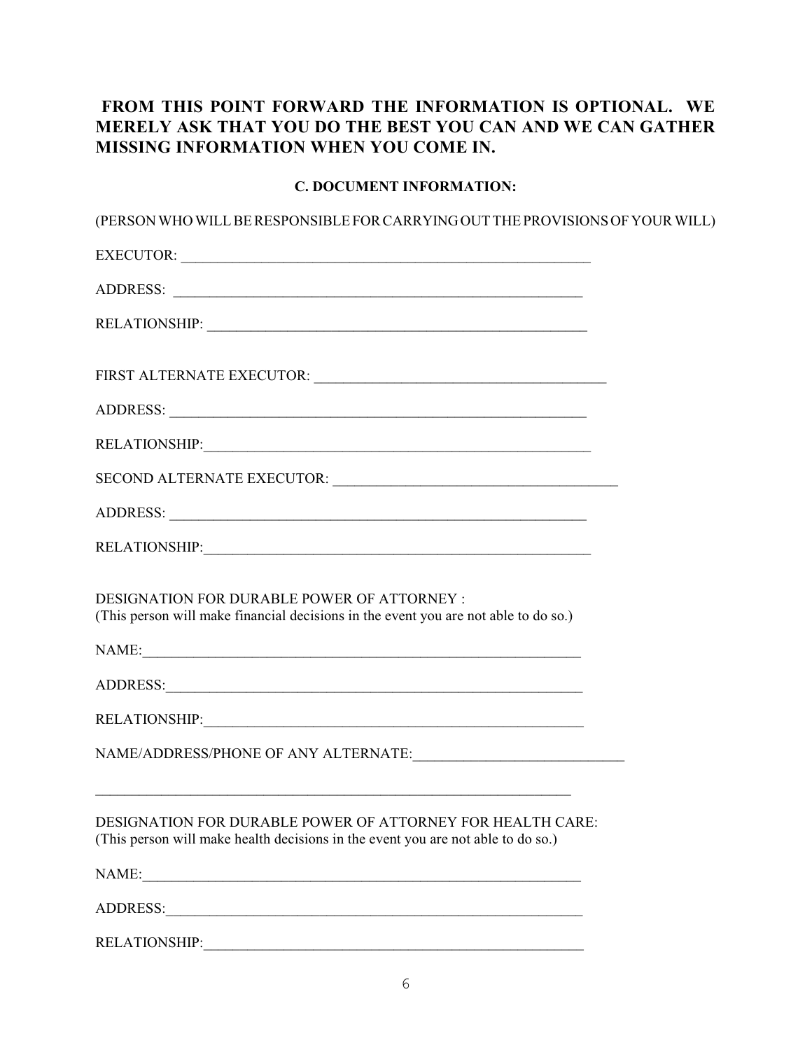**FROM THIS POINT FORWARD THE INFORMATION IS OPTIONAL. WE MERELY ASK THAT YOU DO THE BEST YOU CAN AND WE CAN GATHER MISSING INFORMATION WHEN YOU COME IN.**

### C. DOCUMENT INFORMATION:

(PERSON WHO WILL BE RESPONSIBLE FOR CARRYING OUT THE PROVISIONS OF YOUR WILL)

EXECUTOR: ___________________________________________________________

ADDRESS: ___________________________________________________________

RELATIONSHIP: ______________________________________________________

FIRST ALTERNATE EXECUTOR: __________________________________________

ADDRESS: ___________________________________________________________

RELATIONSHIP:_______________________________________________________

SECOND ALTERNATE EXECUTOR: _________________________________________

ADDRESS: ___________________________________________________________

RELATIONSHIP:_______________________________________________________

DESIGNATION FOR DURABLE POWER OF ATTORNEY :
(This person will make financial decisions in the event you are not able to do so.)

NAME:_______________________________________________________________

ADDRESS:____________________________________________________________

RELATIONSHIP:_______________________________________________________

NAME/ADDRESS/PHONE OF ANY ALTERNATE:_____________________________

_____________________________________________________________________

DESIGNATION FOR DURABLE POWER OF ATTORNEY FOR HEALTH CARE:
(This person will make health decisions in the event you are not able to do so.)

NAME:_______________________________________________________________

ADDRESS:____________________________________________________________

RELATIONSHIP:_______________________________________________________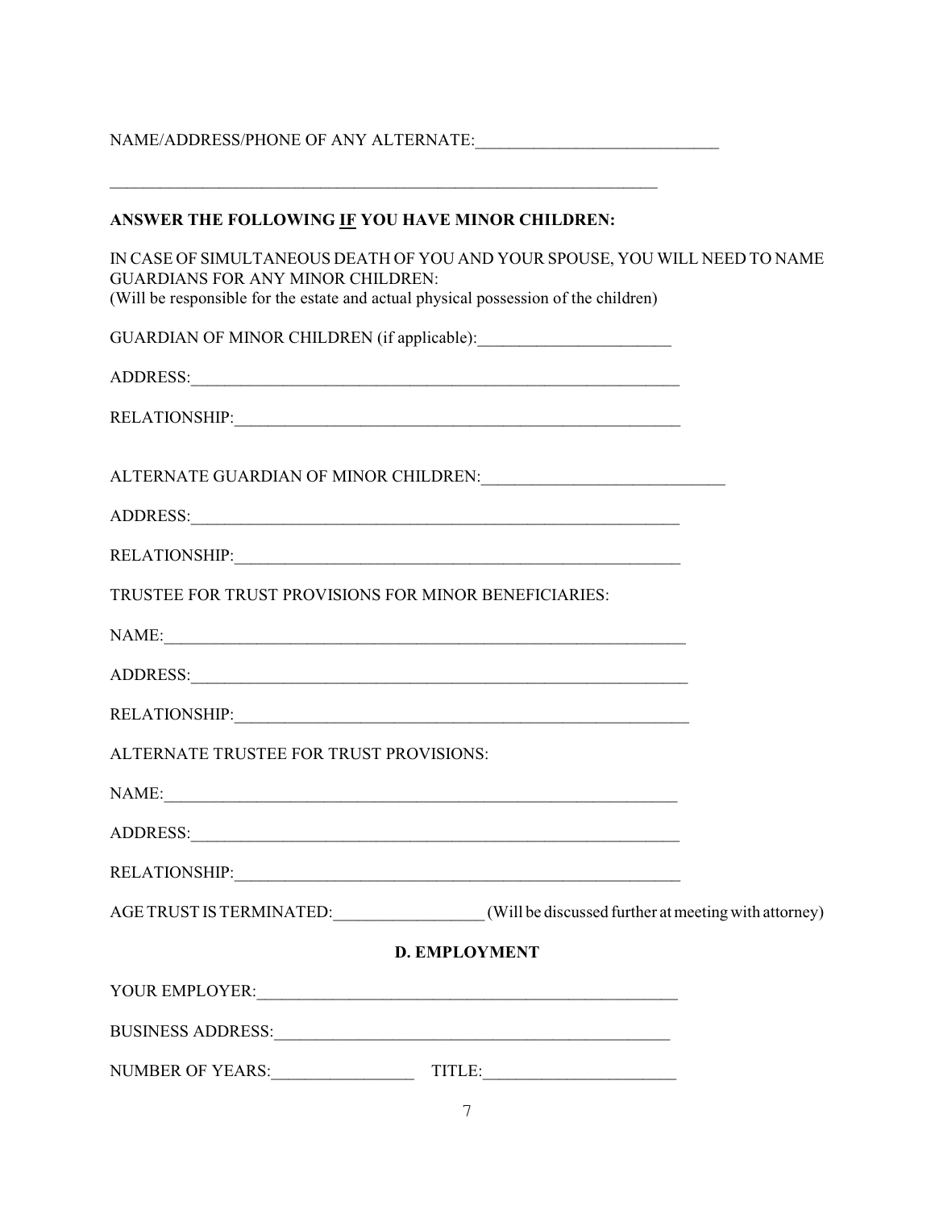NAME/ADDRESS/PHONE OF ANY ALTERNATE:_____________________________

_________________________________________________________________

**ANSWER THE FOLLOWING <u>IF</u> YOU HAVE MINOR CHILDREN:**

IN CASE OF SIMULTANEOUS DEATH OF YOU AND YOUR SPOUSE, YOU WILL NEED TO NAME GUARDIANS FOR ANY MINOR CHILDREN:
(Will be responsible for the estate and actual physical possession of the children)

GUARDIAN OF MINOR CHILDREN (if applicable):_______________________

ADDRESS:___________________________________________________________

RELATIONSHIP:______________________________________________________

ALTERNATE GUARDIAN OF MINOR CHILDREN:_____________________________

ADDRESS:___________________________________________________________

RELATIONSHIP:______________________________________________________

TRUSTEE FOR TRUST PROVISIONS FOR MINOR BENEFICIARIES:

NAME:______________________________________________________________

ADDRESS:___________________________________________________________

RELATIONSHIP:______________________________________________________

ALTERNATE TRUSTEE FOR TRUST PROVISIONS:

NAME:______________________________________________________________

ADDRESS:___________________________________________________________

RELATIONSHIP:______________________________________________________

AGE TRUST IS TERMINATED:_________________ (Will be discussed further at meeting with attorney)

## D. EMPLOYMENT

YOUR EMPLOYER:_____________________________________________________

BUSINESS ADDRESS:__________________________________________________

NUMBER OF YEARS:_________________ TITLE:_______________________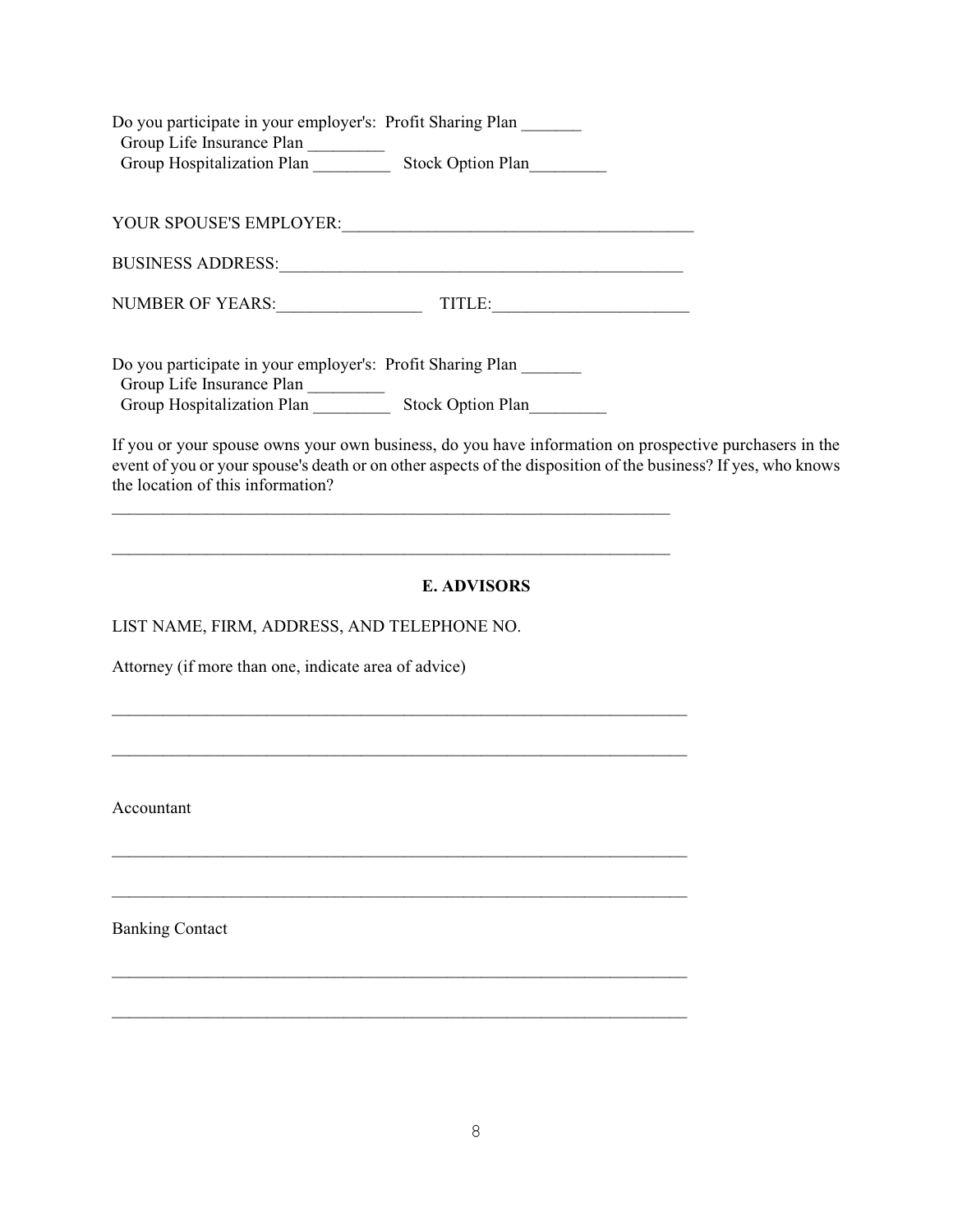Do you participate in your employer's: Profit Sharing Plan _______
Group Life Insurance Plan _________
Group Hospitalization Plan _________ Stock Option Plan_________

YOUR SPOUSE'S EMPLOYER:_________________________________________

BUSINESS ADDRESS:_________________________________________________

NUMBER OF YEARS:_________________ TITLE:_______________________

Do you participate in your employer's: Profit Sharing Plan _______
Group Life Insurance Plan _________
Group Hospitalization Plan _________ Stock Option Plan_________

If you or your spouse owns your own business, do you have information on prospective purchasers in the event of you or your spouse's death or on other aspects of the disposition of the business? If yes, who knows the location of this information?

____________________________________________________________________

____________________________________________________________________

## E. ADVISORS

LIST NAME, FIRM, ADDRESS, AND TELEPHONE NO.

Attorney (if more than one, indicate area of advice)

____________________________________________________________________

____________________________________________________________________

Accountant

____________________________________________________________________

____________________________________________________________________

Banking Contact

____________________________________________________________________

____________________________________________________________________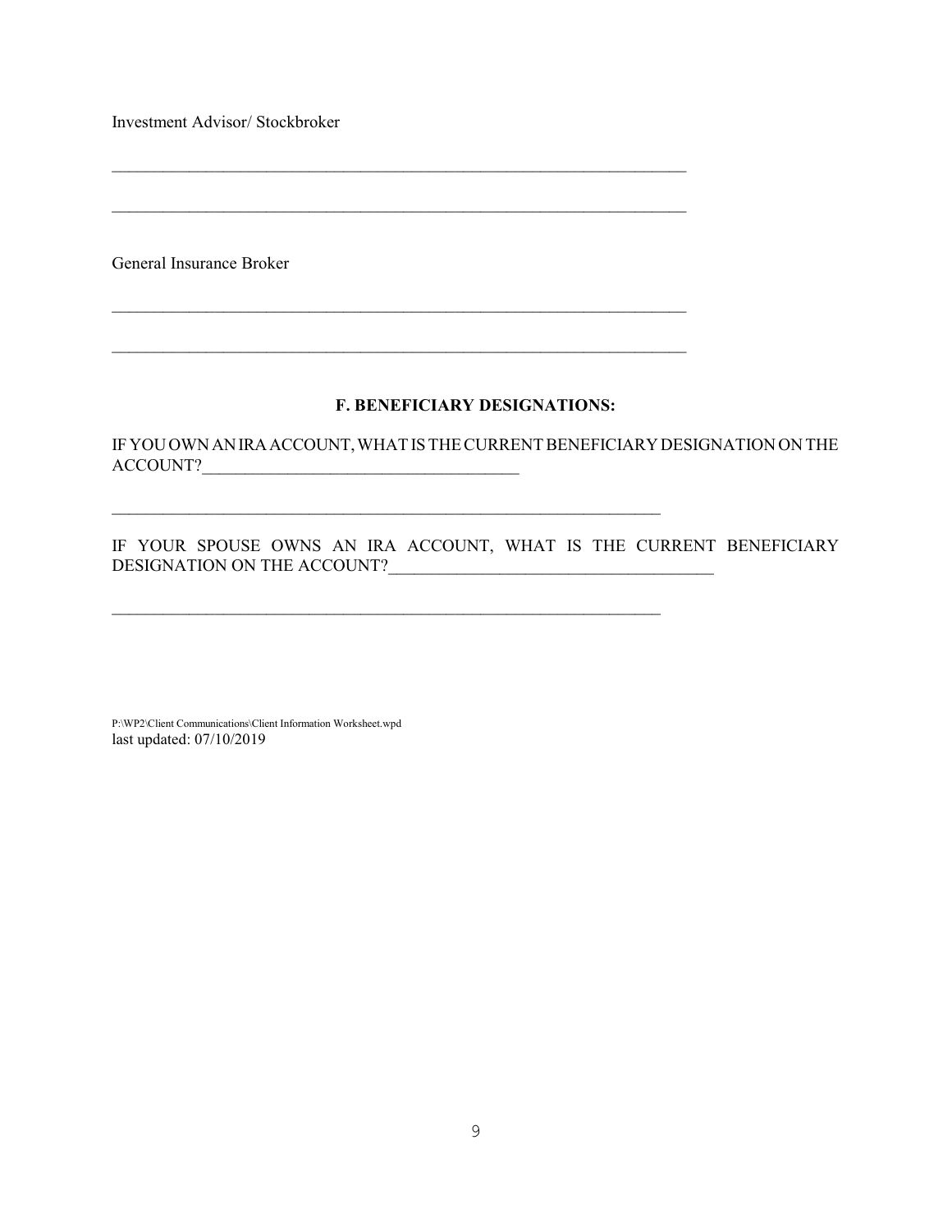Investment Advisor/ Stockbroker

_______________________________________________________________________

_______________________________________________________________________

General Insurance Broker

_______________________________________________________________________

_______________________________________________________________________

**F. BENEFICIARY DESIGNATIONS:**

IF YOU OWN AN IRA ACCOUNT, WHAT IS THE CURRENT BENEFICIARY DESIGNATION ON THE ACCOUNT?______________________________________

___________________________________________________________________

IF YOUR SPOUSE OWNS AN IRA ACCOUNT, WHAT IS THE CURRENT BENEFICIARY DESIGNATION ON THE ACCOUNT?______________________________________

___________________________________________________________________

P:\WP2\Client Communications\Client Information Worksheet.wpd
last updated: 07/10/2019